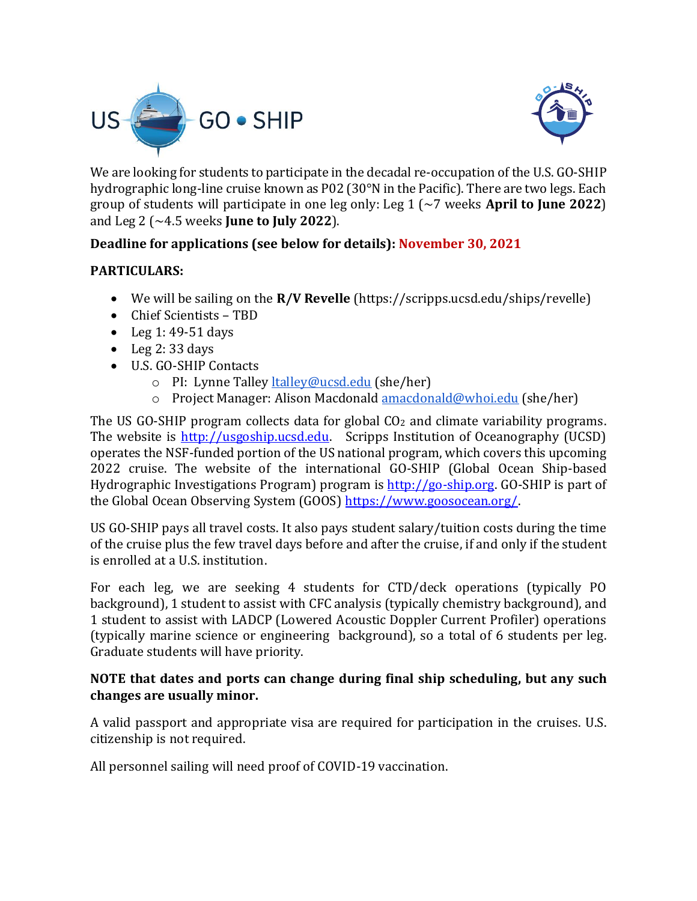US GO • SHIP

We are looking for students to participate in the decadal re-occupation of the U.S. GO-SHIP hydrographic long-line cruise known as P02 (30°N in the Pacific). There are two legs. Each group of students will participate in one leg only: Leg 1 (~7 weeks **April to June 2022**) and Leg 2 (~4.5 weeks **June to July 2022**).

**Deadline for applications (see below for details): November 30, 2021**

**PARTICULARS:**

- We will be sailing on the **R/V Revelle** (https://scripps.ucsd.edu/ships/revelle)
- Chief Scientists – TBD
- Leg 1: 49-51 days
- Leg 2: 33 days
- U.S. GO-SHIP Contacts
    - PI: Lynne Talley [ltalley@ucsd.edu](mailto:ltalley@ucsd.edu) (she/her)
    - Project Manager: Alison Macdonald [amacdonald@whoi.edu](mailto:amacdonald@whoi.edu) (she/her)

The US GO-SHIP program collects data for global $CO_2$ and climate variability programs. The website is [http://usgoship.ucsd.edu](http://usgoship.ucsd.edu). Scripps Institution of Oceanography (UCSD) operates the NSF-funded portion of the US national program, which covers this upcoming 2022 cruise. The website of the international GO-SHIP (Global Ocean Ship-based Hydrographic Investigations Program) program is [http://go-ship.org](http://go-ship.org). GO-SHIP is part of the Global Ocean Observing System (GOOS) [https://www.goosocean.org/](https://www.goosocean.org/).

US GO-SHIP pays all travel costs. It also pays student salary/tuition costs during the time of the cruise plus the few travel days before and after the cruise, if and only if the student is enrolled at a U.S. institution.

For each leg, we are seeking 4 students for CTD/deck operations (typically PO background), 1 student to assist with CFC analysis (typically chemistry background), and 1 student to assist with LADCP (Lowered Acoustic Doppler Current Profiler) operations (typically marine science or engineering background), so a total of 6 students per leg. Graduate students will have priority.

**NOTE that dates and ports can change during final ship scheduling, but any such changes are usually minor.**

A valid passport and appropriate visa are required for participation in the cruises. U.S. citizenship is not required.

All personnel sailing will need proof of COVID-19 vaccination.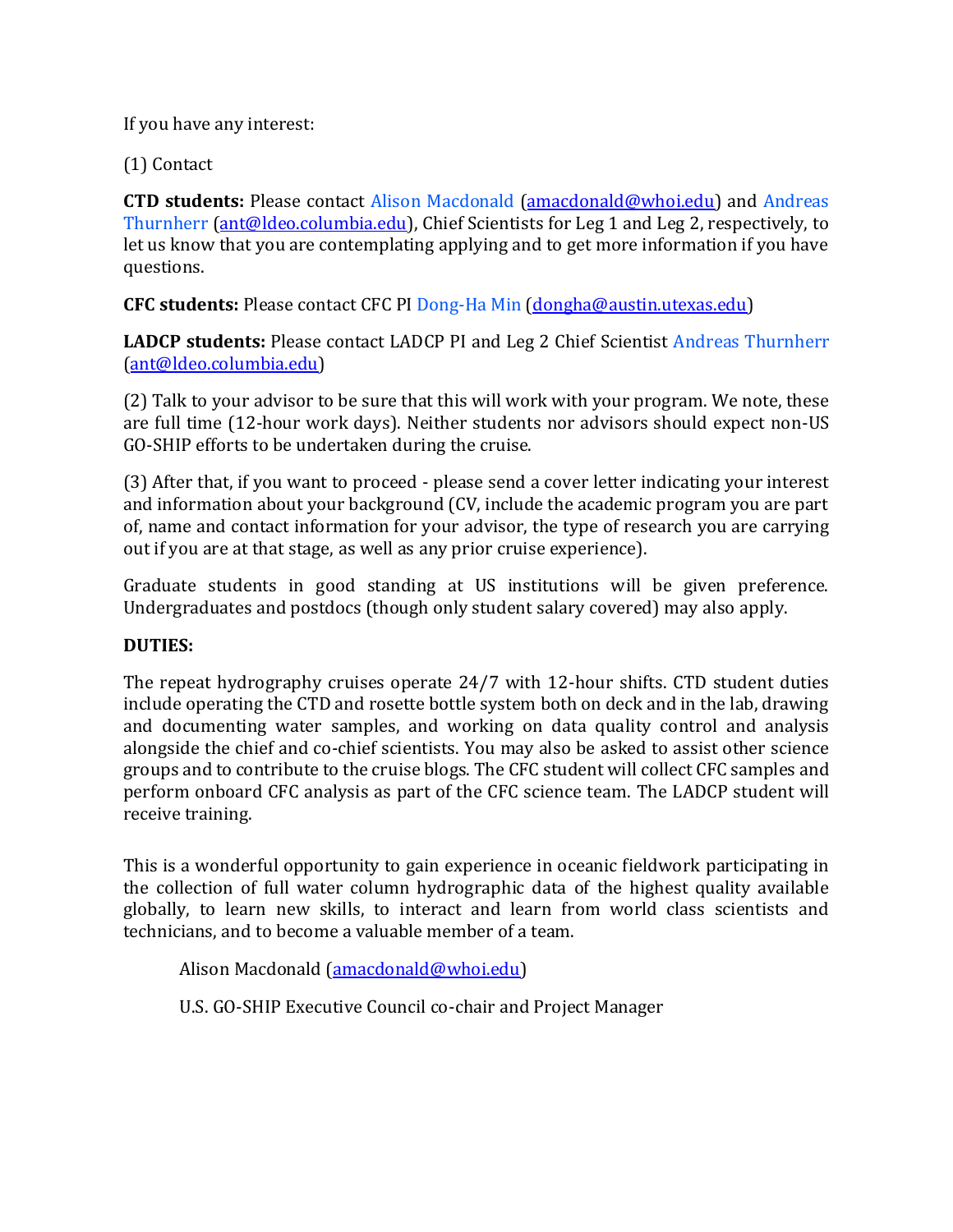If you have any interest:

(1) Contact

**CTD students:** Please contact Alison Macdonald (amacdonald@whoi.edu) and Andreas Thurnherr (ant@ldeo.columbia.edu), Chief Scientists for Leg 1 and Leg 2, respectively, to let us know that you are contemplating applying and to get more information if you have questions.

**CFC students:** Please contact CFC PI Dong-Ha Min (dongha@austin.utexas.edu)

**LADCP students:** Please contact LADCP PI and Leg 2 Chief Scientist Andreas Thurnherr (ant@ldeo.columbia.edu)

(2) Talk to your advisor to be sure that this will work with your program. We note, these are full time (12-hour work days). Neither students nor advisors should expect non-US GO-SHIP efforts to be undertaken during the cruise.

(3) After that, if you want to proceed - please send a cover letter indicating your interest and information about your background (CV, include the academic program you are part of, name and contact information for your advisor, the type of research you are carrying out if you are at that stage, as well as any prior cruise experience).

Graduate students in good standing at US institutions will be given preference. Undergraduates and postdocs (though only student salary covered) may also apply.

**DUTIES:**

The repeat hydrography cruises operate 24/7 with 12-hour shifts. CTD student duties include operating the CTD and rosette bottle system both on deck and in the lab, drawing and documenting water samples, and working on data quality control and analysis alongside the chief and co-chief scientists. You may also be asked to assist other science groups and to contribute to the cruise blogs. The CFC student will collect CFC samples and perform onboard CFC analysis as part of the CFC science team. The LADCP student will receive training.

This is a wonderful opportunity to gain experience in oceanic fieldwork participating in the collection of full water column hydrographic data of the highest quality available globally, to learn new skills, to interact and learn from world class scientists and technicians, and to become a valuable member of a team.

Alison Macdonald (amacdonald@whoi.edu)

U.S. GO-SHIP Executive Council co-chair and Project Manager